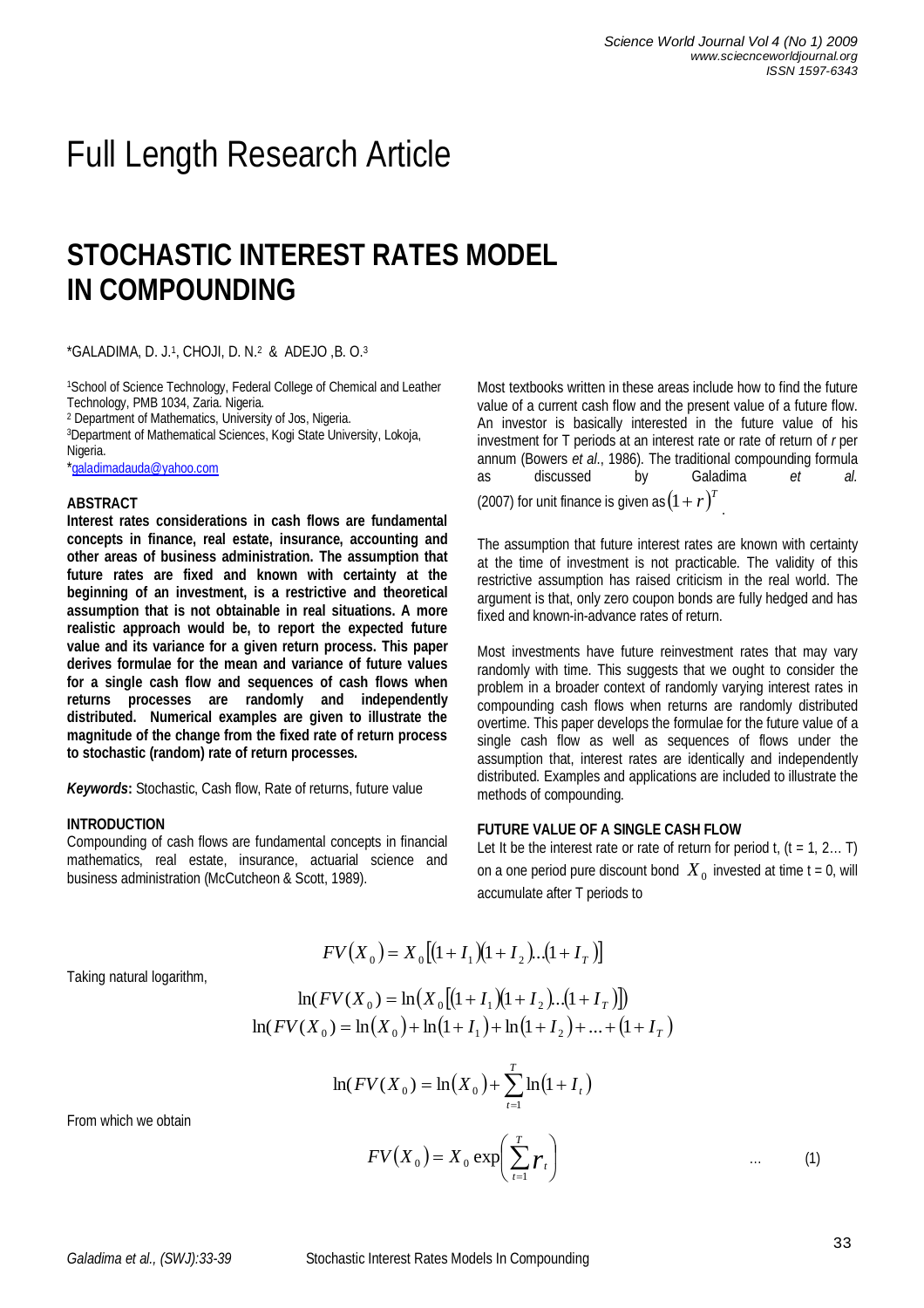# Full Length Research Article

# STOCHASTIC INTEREST RATES MODEL IN COMPOUNDING

*GALADIMA, D. J.[1], CHOJI, D. N.[2] & ADEJO ,B. O.[3]

[1]School of Science Technology, Federal College of Chemical and Leather Technology, PMB 1034, Zaria. Nigeria.
[2] Department of Mathematics, University of Jos, Nigeria.
[3]Department of Mathematical Sciences, Kogi State University, Lokoja, Nigeria.
*galadimadauda@yahoo.com

## ABSTRACT

**Interest rates considerations in cash flows are fundamental concepts in finance, real estate, insurance, accounting and other areas of business administration. The assumption that future rates are fixed and known with certainty at the beginning of an investment, is a restrictive and theoretical assumption that is not obtainable in real situations. A more realistic approach would be, to report the expected future value and its variance for a given return process. This paper derives formulae for the mean and variance of future values for a single cash flow and sequences of cash flows when returns processes are randomly and independently distributed. Numerical examples are given to illustrate the magnitude of the change from the fixed rate of return process to stochastic (random) rate of return processes.**

***Keywords*****:** Stochastic, Cash flow, Rate of returns, future value

## INTRODUCTION

Compounding of cash flows are fundamental concepts in financial mathematics, real estate, insurance, actuarial science and business administration (McCutcheon & Scott, 1989).

Most textbooks written in these areas include how to find the future value of a current cash flow and the present value of a future flow. An investor is basically interested in the future value of his investment for T periods at an interest rate or rate of return of *r* per annum (Bowers *et al*., 1986). The traditional compounding formula as discussed by Galadima *et al.* (2007) for unit finance is given as $(1+r)^T$.

The assumption that future interest rates are known with certainty at the time of investment is not practicable. The validity of this restrictive assumption has raised criticism in the real world. The argument is that, only zero coupon bonds are fully hedged and has fixed and known-in-advance rates of return.

Most investments have future reinvestment rates that may vary randomly with time. This suggests that we ought to consider the problem in a broader context of randomly varying interest rates in compounding cash flows when returns are randomly distributed overtime. This paper develops the formulae for the future value of a single cash flow as well as sequences of flows under the assumption that, interest rates are identically and independently distributed. Examples and applications are included to illustrate the methods of compounding.

## FUTURE VALUE OF A SINGLE CASH FLOW

Let It be the interest rate or rate of return for period t, (t = 1, 2… T) on a one period pure discount bond $X_0$ invested at time t = 0, will accumulate after T periods to

$$FV(X_0) = X_0\left[(1+I_1)(1+I_2)\ldots(1+I_T)\right]$$

Taking natural logarithm,

$$\ln(FV(X_0) = \ln\left(X_0\left[(1+I_1)(1+I_2)\ldots(1+I_T)\right]\right)$$

$$\ln(FV(X_0) = \ln(X_0) + \ln(1+I_1) + \ln(1+I_2) + \ldots + (1+I_T)$$

$$\ln(FV(X_0) = \ln(X_0) + \sum_{t=1}^{T}\ln(1+I_t)$$

From which we obtain

$$FV(X_0) = X_0 \exp\left(\sum_{t=1}^{T} r_t\right) \qquad \ldots \qquad (1)$$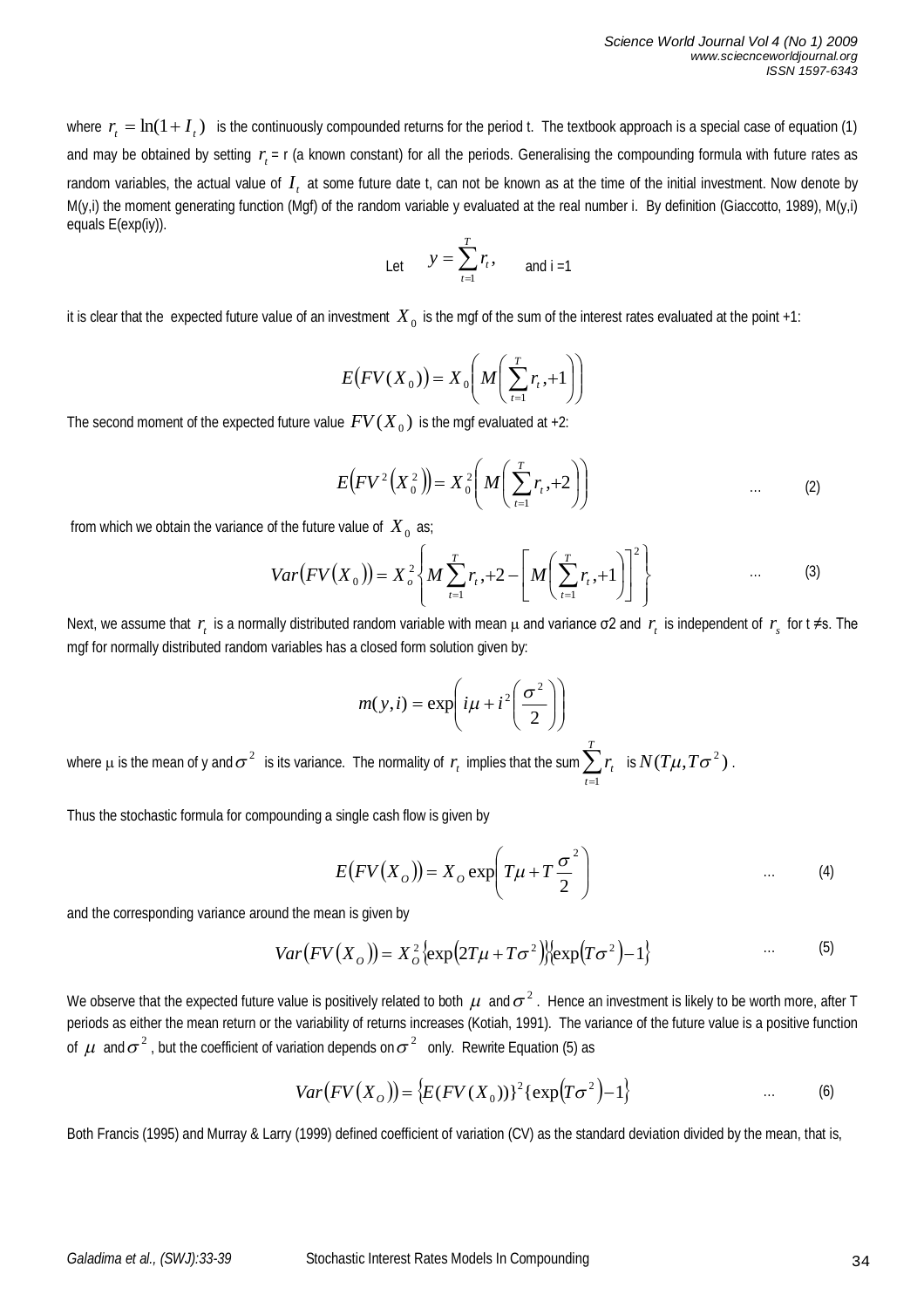where $r_t = \ln(1 + I_t)$ is the continuously compounded returns for the period t. The textbook approach is a special case of equation (1) and may be obtained by setting $r_t$ = r (a known constant) for all the periods. Generalising the compounding formula with future rates as random variables, the actual value of $I_t$ at some future date t, can not be known as at the time of the initial investment. Now denote by M(y,i) the moment generating function (Mgf) of the random variable y evaluated at the real number i. By definition (Giaccotto, 1989), M(y,i) equals E(exp(iy)).

Let $y = \sum_{t=1}^{T} r_t,$ and i =1

it is clear that the expected future value of an investment $X_0$ is the mgf of the sum of the interest rates evaluated at the point +1:

$$E(FV(X_0)) = X_0\left(M\left(\sum_{t=1}^{T} r_t, +1\right)\right)$$

The second moment of the expected future value $FV(X_0)$ is the mgf evaluated at +2:

$$E\left(FV^2\left(X_0^2\right)\right) = X_0^2\left(M\left(\sum_{t=1}^{T} r_t, +2\right)\right) \quad \ldots \quad (2)$$

from which we obtain the variance of the future value of $X_0$ as;

$$Var(FV(X_0)) = X_o^2\left\{M\sum_{t=1}^{T} r_t, +2 - \left[M\left(\sum_{t=1}^{T} r_t, +1\right)\right]^2\right\} \quad \ldots \quad (3)$$

Next, we assume that $r_t$ is a normally distributed random variable with mean μ and variance σ2 and $r_t$ is independent of $r_s$ for t ≠s. The mgf for normally distributed random variables has a closed form solution given by:

$$m(y,i) = \exp\left(i\mu + i^2\left(\frac{\sigma^2}{2}\right)\right)$$

where μ is the mean of y and $\sigma^2$ is its variance. The normality of $r_t$ implies that the sum $\sum_{t=1}^{T} r_t$ is $N(T\mu, T\sigma^2)$.

Thus the stochastic formula for compounding a single cash flow is given by

$$E(FV(X_O)) = X_O \exp\left(T\mu + T\frac{\sigma^2}{2}\right) \quad \ldots \quad (4)$$

and the corresponding variance around the mean is given by

$$Var(FV(X_O)) = X_O^2\left\{\exp\left(2T\mu + T\sigma^2\right)\right\}\left\{\exp\left(T\sigma^2\right) - 1\right\} \quad \ldots \quad (5)$$

We observe that the expected future value is positively related to both $\mu$ and $\sigma^2$. Hence an investment is likely to be worth more, after T periods as either the mean return or the variability of returns increases (Kotiah, 1991). The variance of the future value is a positive function of $\mu$ and $\sigma^2$, but the coefficient of variation depends on $\sigma^2$ only. Rewrite Equation (5) as

$$Var(FV(X_O)) = \left\{E(FV(X_0))\right\}^2\left\{\exp\left(T\sigma^2\right) - 1\right\} \quad \ldots \quad (6)$$

Both Francis (1995) and Murray & Larry (1999) defined coefficient of variation (CV) as the standard deviation divided by the mean, that is,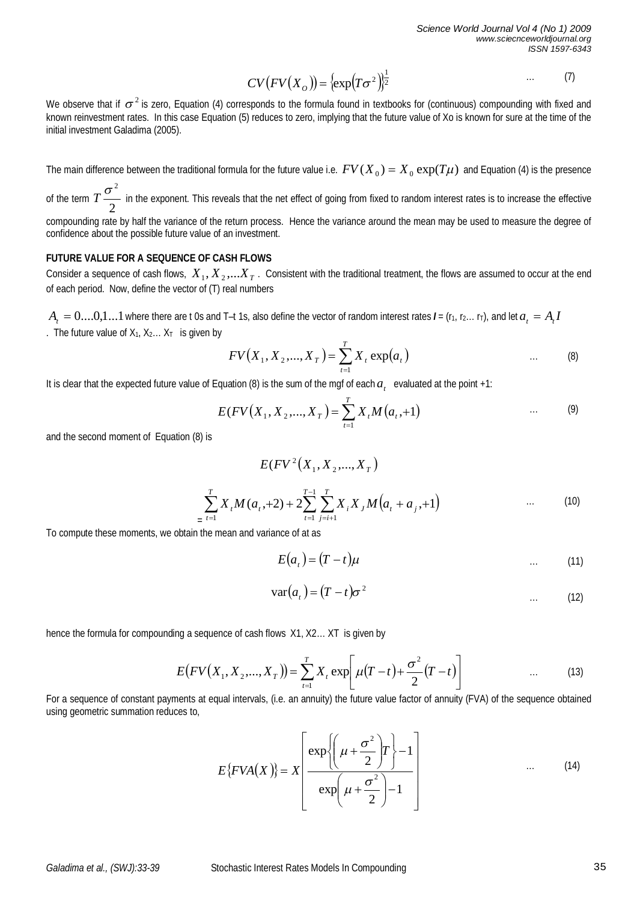$$CV\left(FV\left(X_O\right)\right) = \left\{\exp\left(T\sigma^2\right)\right\}^{\frac{1}{2}} \qquad \ldots \qquad (7)$$

We observe that if $\sigma^2$ is zero, Equation (4) corresponds to the formula found in textbooks for (continuous) compounding with fixed and known reinvestment rates. In this case Equation (5) reduces to zero, implying that the future value of Xo is known for sure at the time of the initial investment Galadima (2005).

The main difference between the traditional formula for the future value i.e. $FV(X_0) = X_0 \exp(T\mu)$ and Equation (4) is the presence of the term $T\frac{\sigma^2}{2}$ in the exponent. This reveals that the net effect of going from fixed to random interest rates is to increase the effective compounding rate by half the variance of the return process. Hence the variance around the mean may be used to measure the degree of confidence about the possible future value of an investment.

**FUTURE VALUE FOR A SEQUENCE OF CASH FLOWS**

Consider a sequence of cash flows, $X_1, X_2, \ldots X_T$. Consistent with the traditional treatment, the flows are assumed to occur at the end of each period. Now, define the vector of (T) real numbers

$A_t = 0\ldots.0,1\ldots1$ where there are t 0s and T–t 1s, also define the vector of random interest rates ***I*** = ($r_1$, $r_2$… $r_T$), and let $a_t = A_t I$. The future value of $X_1$, $X_2$… $X_T$ is given by

$$FV\left(X_1, X_2, \ldots, X_T\right) = \sum_{t=1}^{T} X_t \exp\left(a_t\right) \qquad \ldots \qquad (8)$$

It is clear that the expected future value of Equation (8) is the sum of the mgf of each $a_t$ evaluated at the point +1:

$$E(FV\left(X_1, X_2, \ldots, X_T\right) = \sum_{t=1}^{T} X_t M\left(a_t, +1\right) \qquad \ldots \qquad (9)$$

and the second moment of Equation (8) is

$$E(FV^2\left(X_1, X_2, \ldots, X_T\right)$$

$$= \sum_{t=1}^{T} X_t M(a_t, +2) + 2\sum_{t=1}^{T-1}\sum_{j=i+1}^{T} X_i X_J M\left(a_t + a_j, +1\right) \qquad \ldots \qquad (10)$$

To compute these moments, we obtain the mean and variance of at as

$$E\left(a_t\right) = \left(T - t\right)\mu \qquad \ldots \qquad (11)$$

$$\operatorname{var}\left(a_t\right) = \left(T - t\right)\sigma^2 \qquad \ldots \qquad (12)$$

hence the formula for compounding a sequence of cash flows X1, X2… XT is given by

$$E\left(FV\left(X_1, X_2, \ldots, X_T\right)\right) = \sum_{t=1}^{T} X_t \exp\left[\mu\left(T - t\right) + \frac{\sigma^2}{2}\left(T - t\right)\right] \qquad \ldots \qquad (13)$$

For a sequence of constant payments at equal intervals, (i.e. an annuity) the future value factor of annuity (FVA) of the sequence obtained using geometric summation reduces to,

$$E\left\{FVA\left(X\right)\right\} = X\left[\frac{\exp\left\{\left(\mu + \frac{\sigma^2}{2}\right)T\right\} - 1}{\exp\left(\mu + \frac{\sigma^2}{2}\right) - 1}\right] \qquad \ldots \qquad (14)$$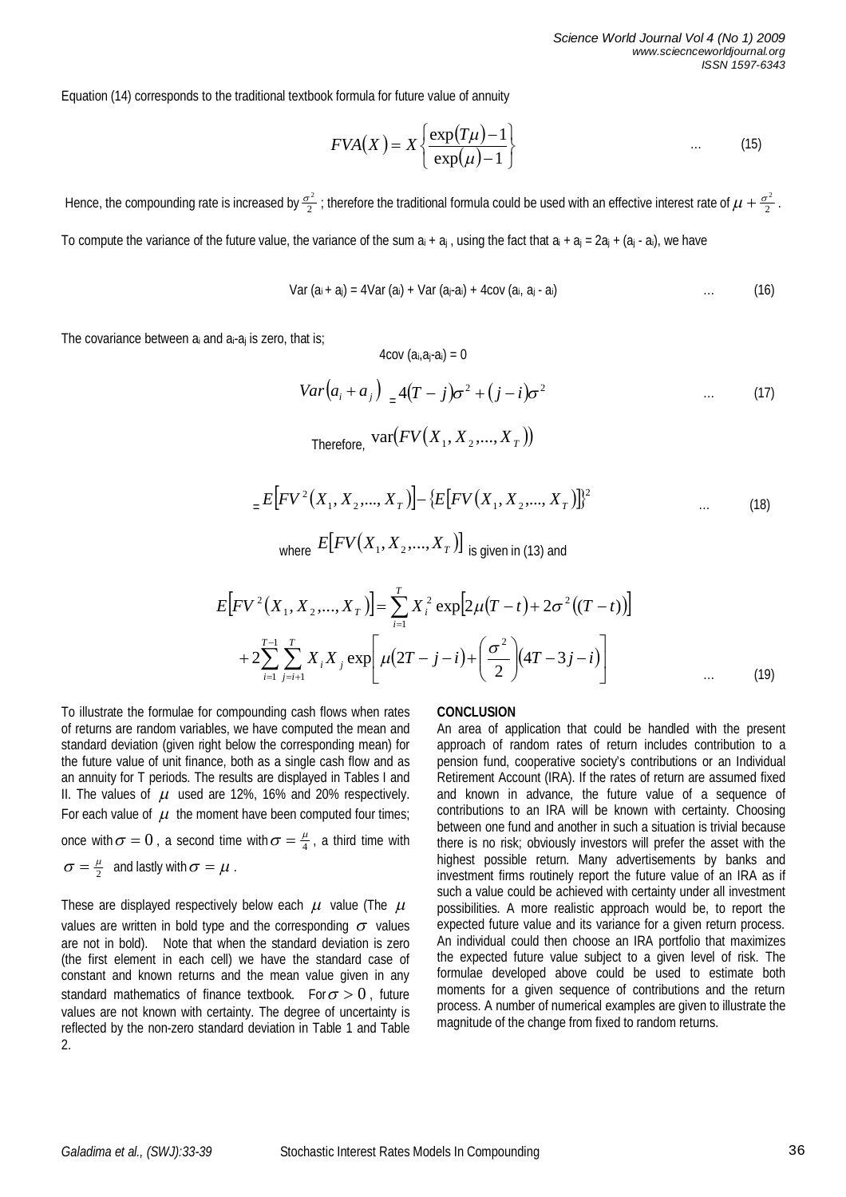Equation (14) corresponds to the traditional textbook formula for future value of annuity

$$FVA(X) = X\left\{\frac{\exp(T\mu)-1}{\exp(\mu)-1}\right\} \qquad \ldots \qquad (15)$$

Hence, the compounding rate is increased by $\frac{\sigma^2}{2}$ ; therefore the traditional formula could be used with an effective interest rate of $\mu + \frac{\sigma^2}{2}$ .

To compute the variance of the future value, the variance of the sum $a_i + a_j$ , using the fact that $a_i + a_j = 2a_j + (a_j - a_i)$, we have

$$\text{Var}(a_i + a_j) = 4\text{Var}(a_i) + \text{Var}(a_j - a_i) + 4\text{cov}(a_i, a_j - a_i) \qquad \ldots \qquad (16)$$

The covariance between $a_i$ and $a_i$-$a_j$ is zero, that is;

$$4\text{cov}(a_i, a_j - a_i) = 0$$

$$Var(a_i + a_j) = 4(T-j)\sigma^2 + (j-i)\sigma^2 \qquad \ldots \qquad (17)$$

Therefore, $\text{var}(FV(X_1, X_2, ..., X_T))$

$$= E\left[FV^2(X_1, X_2, ..., X_T)\right] - \{E[FV(X_1, X_2, ..., X_T)]\}^2 \qquad \ldots \qquad (18)$$

where $E[FV(X_1, X_2, ..., X_T)]$ is given in (13) and

$$E\left[FV^2(X_1, X_2, ..., X_T)\right] = \sum_{i=1}^{T} X_i^2 \exp\left[2\mu(T-t) + 2\sigma^2((T-t))\right] + 2\sum_{i=1}^{T-1}\sum_{j=i+1}^{T} X_i X_j \exp\left[\mu(2T-j-i) + \left(\frac{\sigma^2}{2}\right)(4T-3j-i)\right] \qquad \ldots \qquad (19)$$

To illustrate the formulae for compounding cash flows when rates of returns are random variables, we have computed the mean and standard deviation (given right below the corresponding mean) for the future value of unit finance, both as a single cash flow and as an annuity for T periods. The results are displayed in Tables I and II. The values of $\mu$ used are 12%, 16% and 20% respectively. For each value of $\mu$ the moment have been computed four times; once with $\sigma = 0$ , a second time with $\sigma = \frac{\mu}{4}$ , a third time with $\sigma = \frac{\mu}{2}$ and lastly with $\sigma = \mu$ .

These are displayed respectively below each $\mu$ value (The $\mu$ values are written in bold type and the corresponding $\sigma$ values are not in bold). Note that when the standard deviation is zero (the first element in each cell) we have the standard case of constant and known returns and the mean value given in any standard mathematics of finance textbook. For $\sigma > 0$ , future values are not known with certainty. The degree of uncertainty is reflected by the non-zero standard deviation in Table 1 and Table 2.

**CONCLUSION**

An area of application that could be handled with the present approach of random rates of return includes contribution to a pension fund, cooperative society's contributions or an Individual Retirement Account (IRA). If the rates of return are assumed fixed and known in advance, the future value of a sequence of contributions to an IRA will be known with certainty. Choosing between one fund and another in such a situation is trivial because there is no risk; obviously investors will prefer the asset with the highest possible return. Many advertisements by banks and investment firms routinely report the future value of an IRA as if such a value could be achieved with certainty under all investment possibilities. A more realistic approach would be, to report the expected future value and its variance for a given return process. An individual could then choose an IRA portfolio that maximizes the expected future value subject to a given level of risk. The formulae developed above could be used to estimate both moments for a given sequence of contributions and the return process. A number of numerical examples are given to illustrate the magnitude of the change from fixed to random returns.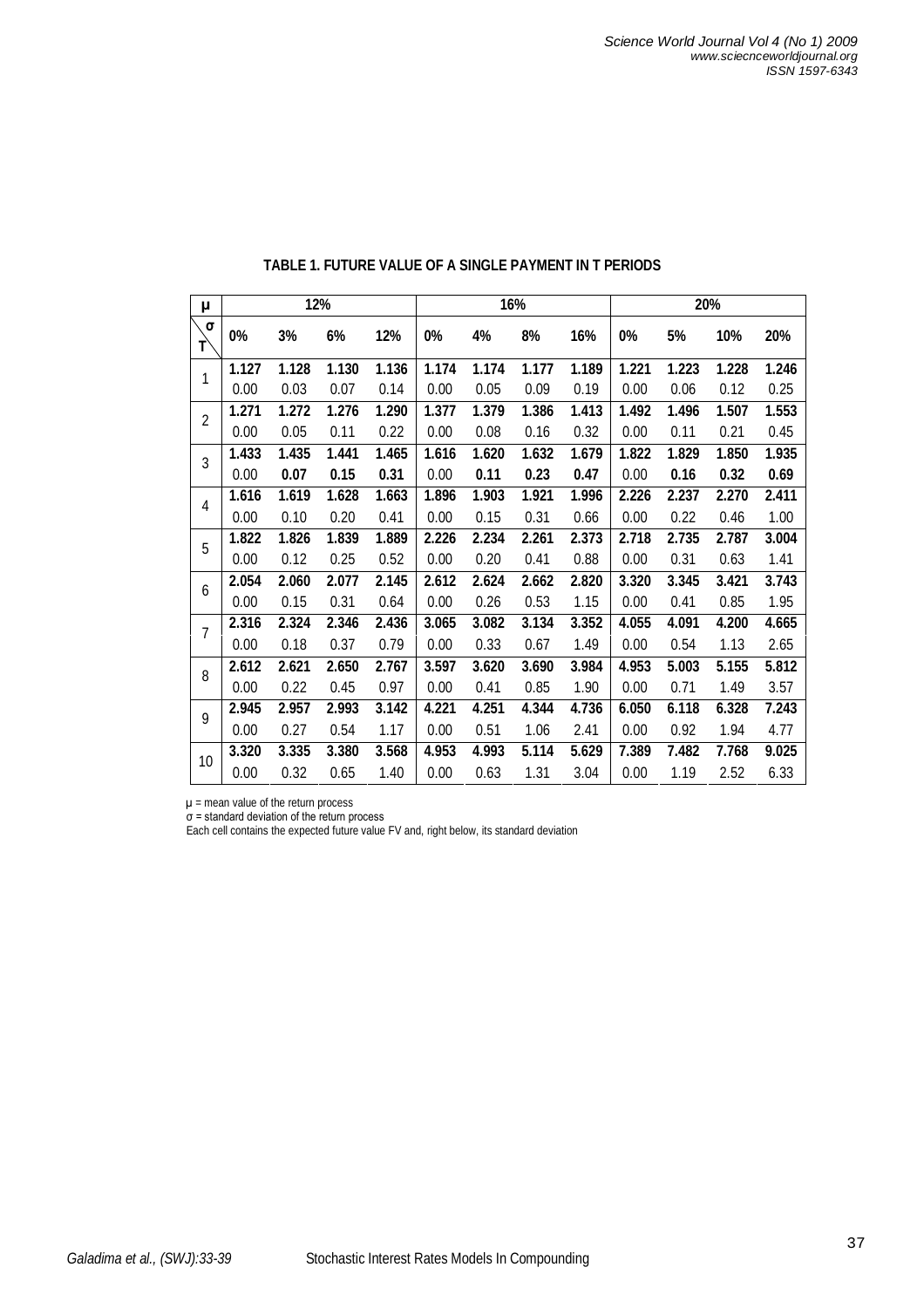**TABLE 1. FUTURE VALUE OF A SINGLE PAYMENT IN T PERIODS**

| μ | 12% | | | | 16% | | | | 20% | | | |
|---|---|---|---|---|---|---|---|---|---|---|---|---|
| σ / T | 0% | 3% | 6% | 12% | 0% | 4% | 8% | 16% | 0% | 5% | 10% | 20% |
| 1 | **1.127** | **1.128** | **1.130** | **1.136** | **1.174** | **1.174** | **1.177** | **1.189** | **1.221** | **1.223** | **1.228** | **1.246** |
| | 0.00 | 0.03 | 0.07 | 0.14 | 0.00 | 0.05 | 0.09 | 0.19 | 0.00 | 0.06 | 0.12 | 0.25 |
| 2 | **1.271** | **1.272** | **1.276** | **1.290** | **1.377** | **1.379** | **1.386** | **1.413** | **1.492** | **1.496** | **1.507** | **1.553** |
| | 0.00 | 0.05 | 0.11 | 0.22 | 0.00 | 0.08 | 0.16 | 0.32 | 0.00 | 0.11 | 0.21 | 0.45 |
| 3 | **1.433** | **1.435** | **1.441** | **1.465** | **1.616** | **1.620** | **1.632** | **1.679** | **1.822** | **1.829** | **1.850** | **1.935** |
| | 0.00 | **0.07** | **0.15** | **0.31** | 0.00 | **0.11** | **0.23** | **0.47** | 0.00 | **0.16** | **0.32** | **0.69** |
| 4 | **1.616** | **1.619** | **1.628** | **1.663** | **1.896** | **1.903** | **1.921** | **1.996** | **2.226** | **2.237** | **2.270** | **2.411** |
| | 0.00 | 0.10 | 0.20 | 0.41 | 0.00 | 0.15 | 0.31 | 0.66 | 0.00 | 0.22 | 0.46 | 1.00 |
| 5 | **1.822** | **1.826** | **1.839** | **1.889** | **2.226** | **2.234** | **2.261** | **2.373** | **2.718** | **2.735** | **2.787** | **3.004** |
| | 0.00 | 0.12 | 0.25 | 0.52 | 0.00 | 0.20 | 0.41 | 0.88 | 0.00 | 0.31 | 0.63 | 1.41 |
| 6 | **2.054** | **2.060** | **2.077** | **2.145** | **2.612** | **2.624** | **2.662** | **2.820** | **3.320** | **3.345** | **3.421** | **3.743** |
| | 0.00 | 0.15 | 0.31 | 0.64 | 0.00 | 0.26 | 0.53 | 1.15 | 0.00 | 0.41 | 0.85 | 1.95 |
| 7 | **2.316** | **2.324** | **2.346** | **2.436** | **3.065** | **3.082** | **3.134** | **3.352** | **4.055** | **4.091** | **4.200** | **4.665** |
| | 0.00 | 0.18 | 0.37 | 0.79 | 0.00 | 0.33 | 0.67 | 1.49 | 0.00 | 0.54 | 1.13 | 2.65 |
| 8 | **2.612** | **2.621** | **2.650** | **2.767** | **3.597** | **3.620** | **3.690** | **3.984** | **4.953** | **5.003** | **5.155** | **5.812** |
| | 0.00 | 0.22 | 0.45 | 0.97 | 0.00 | 0.41 | 0.85 | 1.90 | 0.00 | 0.71 | 1.49 | 3.57 |
| 9 | **2.945** | **2.957** | **2.993** | **3.142** | **4.221** | **4.251** | **4.344** | **4.736** | **6.050** | **6.118** | **6.328** | **7.243** |
| | 0.00 | 0.27 | 0.54 | 1.17 | 0.00 | 0.51 | 1.06 | 2.41 | 0.00 | 0.92 | 1.94 | 4.77 |
| 10 | **3.320** | **3.335** | **3.380** | **3.568** | **4.953** | **4.993** | **5.114** | **5.629** | **7.389** | **7.482** | **7.768** | **9.025** |
| | 0.00 | 0.32 | 0.65 | 1.40 | 0.00 | 0.63 | 1.31 | 3.04 | 0.00 | 1.19 | 2.52 | 6.33 |

μ = mean value of the return process
σ = standard deviation of the return process
Each cell contains the expected future value FV and, right below, its standard deviation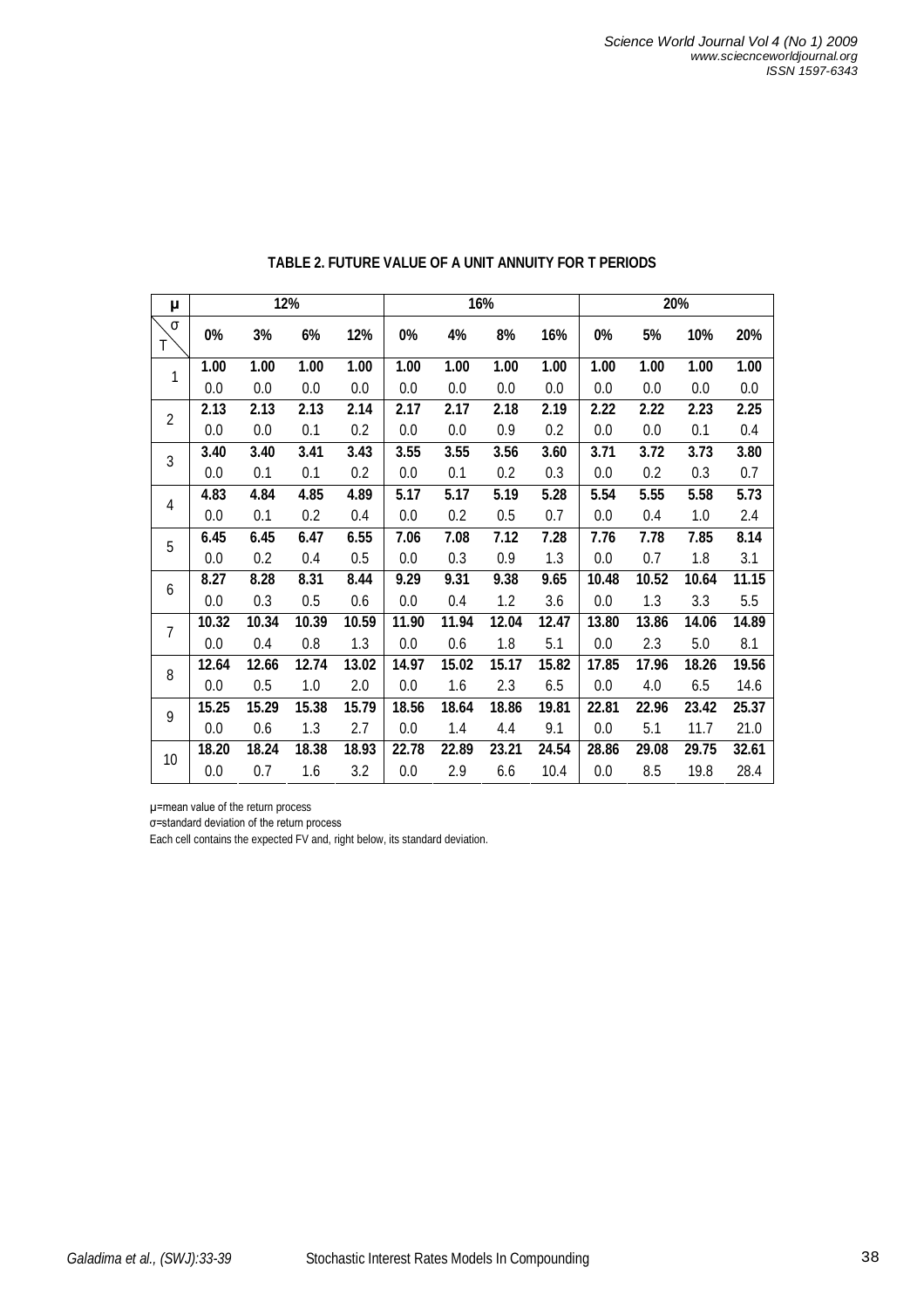**TABLE 2. FUTURE VALUE OF A UNIT ANNUITY FOR T PERIODS**

| μ | 12% | | | | 16% | | | | 20% | | | |
|---|---|---|---|---|---|---|---|---|---|---|---|---|
| T \ σ | 0% | 3% | 6% | 12% | 0% | 4% | 8% | 16% | 0% | 5% | 10% | 20% |
| 1 | **1.00** | **1.00** | **1.00** | **1.00** | **1.00** | **1.00** | **1.00** | **1.00** | **1.00** | **1.00** | **1.00** | **1.00** |
| | 0.0 | 0.0 | 0.0 | 0.0 | 0.0 | 0.0 | 0.0 | 0.0 | 0.0 | 0.0 | 0.0 | 0.0 |
| 2 | **2.13** | **2.13** | **2.13** | **2.14** | **2.17** | **2.17** | **2.18** | **2.19** | **2.22** | **2.22** | **2.23** | **2.25** |
| | 0.0 | 0.0 | 0.1 | 0.2 | 0.0 | 0.0 | 0.9 | 0.2 | 0.0 | 0.0 | 0.1 | 0.4 |
| 3 | **3.40** | **3.40** | **3.41** | **3.43** | **3.55** | **3.55** | **3.56** | **3.60** | **3.71** | **3.72** | **3.73** | **3.80** |
| | 0.0 | 0.1 | 0.1 | 0.2 | 0.0 | 0.1 | 0.2 | 0.3 | 0.0 | 0.2 | 0.3 | 0.7 |
| 4 | **4.83** | **4.84** | **4.85** | **4.89** | **5.17** | **5.17** | **5.19** | **5.28** | **5.54** | **5.55** | **5.58** | **5.73** |
| | 0.0 | 0.1 | 0.2 | 0.4 | 0.0 | 0.2 | 0.5 | 0.7 | 0.0 | 0.4 | 1.0 | 2.4 |
| 5 | **6.45** | **6.45** | **6.47** | **6.55** | **7.06** | **7.08** | **7.12** | **7.28** | **7.76** | **7.78** | **7.85** | **8.14** |
| | 0.0 | 0.2 | 0.4 | 0.5 | 0.0 | 0.3 | 0.9 | 1.3 | 0.0 | 0.7 | 1.8 | 3.1 |
| 6 | **8.27** | **8.28** | **8.31** | **8.44** | **9.29** | **9.31** | **9.38** | **9.65** | **10.48** | **10.52** | **10.64** | **11.15** |
| | 0.0 | 0.3 | 0.5 | 0.6 | 0.0 | 0.4 | 1.2 | 3.6 | 0.0 | 1.3 | 3.3 | 5.5 |
| 7 | **10.32** | **10.34** | **10.39** | **10.59** | **11.90** | **11.94** | **12.04** | **12.47** | **13.80** | **13.86** | **14.06** | **14.89** |
| | 0.0 | 0.4 | 0.8 | 1.3 | 0.0 | 0.6 | 1.8 | 5.1 | 0.0 | 2.3 | 5.0 | 8.1 |
| 8 | **12.64** | **12.66** | **12.74** | **13.02** | **14.97** | **15.02** | **15.17** | **15.82** | **17.85** | **17.96** | **18.26** | **19.56** |
| | 0.0 | 0.5 | 1.0 | 2.0 | 0.0 | 1.6 | 2.3 | 6.5 | 0.0 | 4.0 | 6.5 | 14.6 |
| 9 | **15.25** | **15.29** | **15.38** | **15.79** | **18.56** | **18.64** | **18.86** | **19.81** | **22.81** | **22.96** | **23.42** | **25.37** |
| | 0.0 | 0.6 | 1.3 | 2.7 | 0.0 | 1.4 | 4.4 | 9.1 | 0.0 | 5.1 | 11.7 | 21.0 |
| 10 | **18.20** | **18.24** | **18.38** | **18.93** | **22.78** | **22.89** | **23.21** | **24.54** | **28.86** | **29.08** | **29.75** | **32.61** |
| | 0.0 | 0.7 | 1.6 | 3.2 | 0.0 | 2.9 | 6.6 | 10.4 | 0.0 | 8.5 | 19.8 | 28.4 |

μ=mean value of the return process
σ=standard deviation of the return process
Each cell contains the expected FV and, right below, its standard deviation.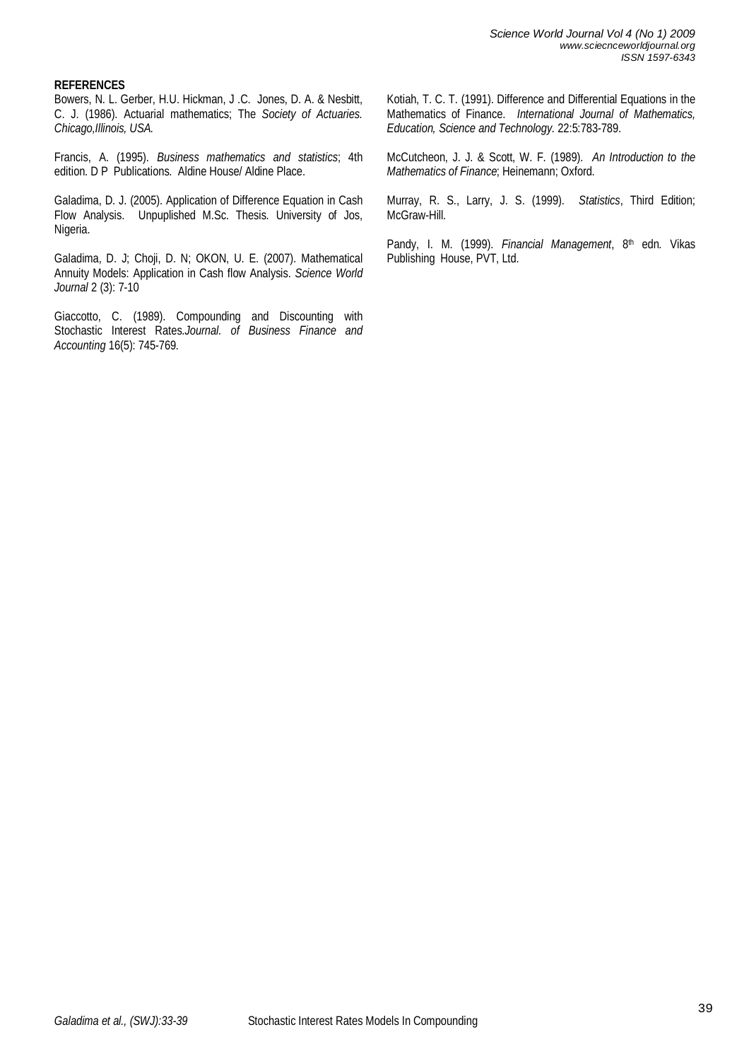**REFERENCES**

Bowers, N. L. Gerber, H.U. Hickman, J .C. Jones, D. A. & Nesbitt, C. J. (1986). Actuarial mathematics; The *Society of Actuaries. Chicago,Illinois, USA.*

Francis, A. (1995). *Business mathematics and statistics*; 4th edition. D P Publications. Aldine House/ Aldine Place.

Galadima, D. J. (2005). Application of Difference Equation in Cash Flow Analysis. Unpuplished M.Sc. Thesis. University of Jos, Nigeria.

Galadima, D. J; Choji, D. N; OKON, U. E. (2007). Mathematical Annuity Models: Application in Cash flow Analysis. *Science World Journal* 2 (3): 7-10

Giaccotto, C. (1989). Compounding and Discounting with Stochastic Interest Rates.*Journal. of Business Finance and Accounting* 16(5): 745-769.

Kotiah, T. C. T. (1991). Difference and Differential Equations in the Mathematics of Finance. *International Journal of Mathematics, Education, Science and Technology.* 22:5:783-789.

McCutcheon, J. J. & Scott, W. F. (1989). *An Introduction to the Mathematics of Finance*; Heinemann; Oxford.

Murray, R. S., Larry, J. S. (1999). *Statistics*, Third Edition; McGraw-Hill.

Pandy, I. M. (1999). *Financial Management*, 8th edn. Vikas Publishing House, PVT, Ltd.